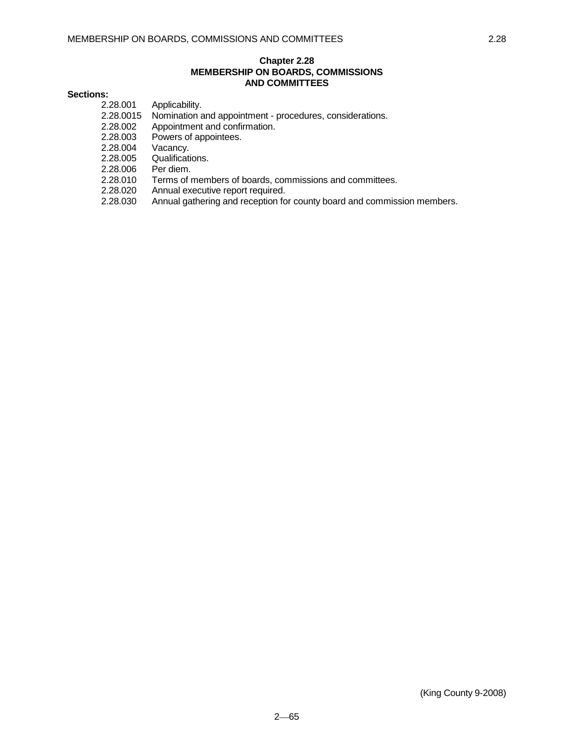# Chapter 2.28
# MEMBERSHIP ON BOARDS, COMMISSIONS AND COMMITTEES

**Sections:**

2.28.001 Applicability.
2.28.0015 Nomination and appointment - procedures, considerations.
2.28.002 Appointment and confirmation.
2.28.003 Powers of appointees.
2.28.004 Vacancy.
2.28.005 Qualifications.
2.28.006 Per diem.
2.28.010 Terms of members of boards, commissions and committees.
2.28.020 Annual executive report required.
2.28.030 Annual gathering and reception for county board and commission members.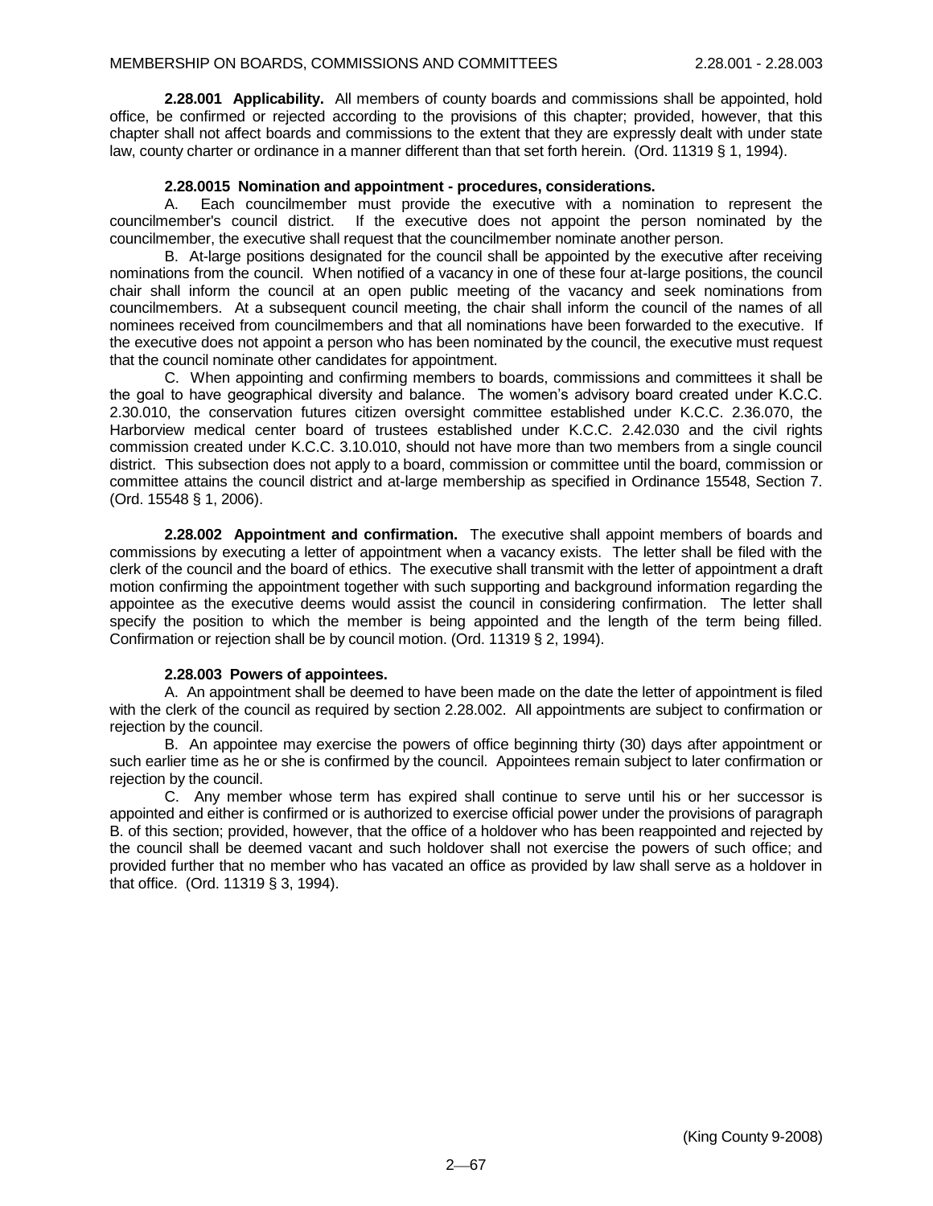**2.28.001 Applicability.** All members of county boards and commissions shall be appointed, hold office, be confirmed or rejected according to the provisions of this chapter; provided, however, that this chapter shall not affect boards and commissions to the extent that they are expressly dealt with under state law, county charter or ordinance in a manner different than that set forth herein. (Ord. 11319 § 1, 1994).

**2.28.0015 Nomination and appointment - procedures, considerations.**

A. Each councilmember must provide the executive with a nomination to represent the councilmember's council district. If the executive does not appoint the person nominated by the councilmember, the executive shall request that the councilmember nominate another person.

B. At-large positions designated for the council shall be appointed by the executive after receiving nominations from the council. When notified of a vacancy in one of these four at-large positions, the council chair shall inform the council at an open public meeting of the vacancy and seek nominations from councilmembers. At a subsequent council meeting, the chair shall inform the council of the names of all nominees received from councilmembers and that all nominations have been forwarded to the executive. If the executive does not appoint a person who has been nominated by the council, the executive must request that the council nominate other candidates for appointment.

C. When appointing and confirming members to boards, commissions and committees it shall be the goal to have geographical diversity and balance. The women's advisory board created under K.C.C. 2.30.010, the conservation futures citizen oversight committee established under K.C.C. 2.36.070, the Harborview medical center board of trustees established under K.C.C. 2.42.030 and the civil rights commission created under K.C.C. 3.10.010, should not have more than two members from a single council district. This subsection does not apply to a board, commission or committee until the board, commission or committee attains the council district and at-large membership as specified in Ordinance 15548, Section 7. (Ord. 15548 § 1, 2006).

**2.28.002 Appointment and confirmation.** The executive shall appoint members of boards and commissions by executing a letter of appointment when a vacancy exists. The letter shall be filed with the clerk of the council and the board of ethics. The executive shall transmit with the letter of appointment a draft motion confirming the appointment together with such supporting and background information regarding the appointee as the executive deems would assist the council in considering confirmation. The letter shall specify the position to which the member is being appointed and the length of the term being filled. Confirmation or rejection shall be by council motion. (Ord. 11319 § 2, 1994).

**2.28.003 Powers of appointees.**

A. An appointment shall be deemed to have been made on the date the letter of appointment is filed with the clerk of the council as required by section 2.28.002. All appointments are subject to confirmation or rejection by the council.

B. An appointee may exercise the powers of office beginning thirty (30) days after appointment or such earlier time as he or she is confirmed by the council. Appointees remain subject to later confirmation or rejection by the council.

C. Any member whose term has expired shall continue to serve until his or her successor is appointed and either is confirmed or is authorized to exercise official power under the provisions of paragraph B. of this section; provided, however, that the office of a holdover who has been reappointed and rejected by the council shall be deemed vacant and such holdover shall not exercise the powers of such office; and provided further that no member who has vacated an office as provided by law shall serve as a holdover in that office. (Ord. 11319 § 3, 1994).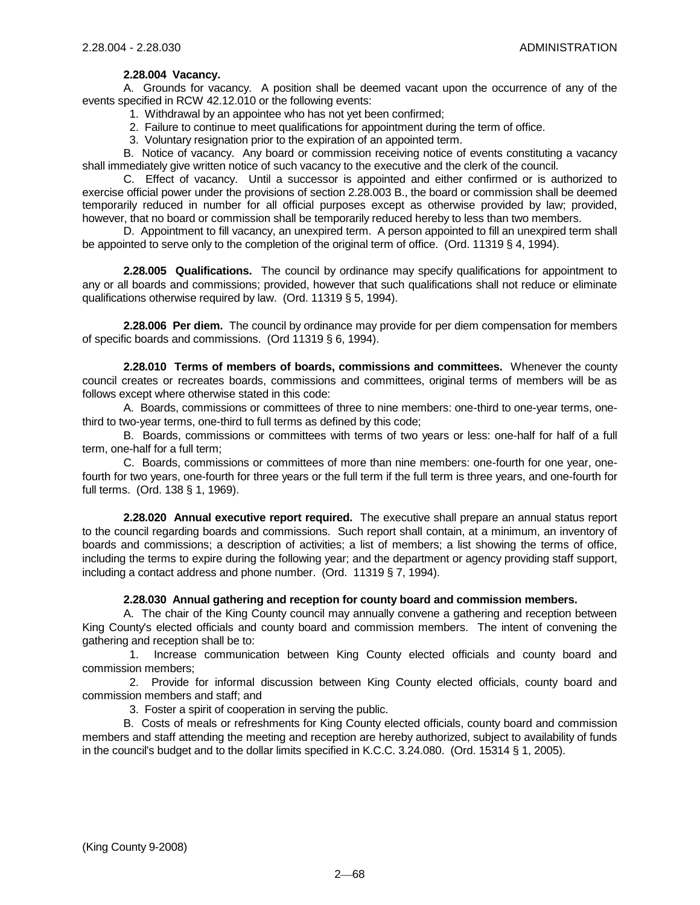**2.28.004 Vacancy.**

A. Grounds for vacancy. A position shall be deemed vacant upon the occurrence of any of the events specified in RCW 42.12.010 or the following events:

1. Withdrawal by an appointee who has not yet been confirmed;
2. Failure to continue to meet qualifications for appointment during the term of office.
3. Voluntary resignation prior to the expiration of an appointed term.

B. Notice of vacancy. Any board or commission receiving notice of events constituting a vacancy shall immediately give written notice of such vacancy to the executive and the clerk of the council.

C. Effect of vacancy. Until a successor is appointed and either confirmed or is authorized to exercise official power under the provisions of section 2.28.003 B., the board or commission shall be deemed temporarily reduced in number for all official purposes except as otherwise provided by law; provided, however, that no board or commission shall be temporarily reduced hereby to less than two members.

D. Appointment to fill vacancy, an unexpired term. A person appointed to fill an unexpired term shall be appointed to serve only to the completion of the original term of office. (Ord. 11319 § 4, 1994).

**2.28.005 Qualifications.** The council by ordinance may specify qualifications for appointment to any or all boards and commissions; provided, however that such qualifications shall not reduce or eliminate qualifications otherwise required by law. (Ord. 11319 § 5, 1994).

**2.28.006 Per diem.** The council by ordinance may provide for per diem compensation for members of specific boards and commissions. (Ord 11319 § 6, 1994).

**2.28.010 Terms of members of boards, commissions and committees.** Whenever the county council creates or recreates boards, commissions and committees, original terms of members will be as follows except where otherwise stated in this code:

A. Boards, commissions or committees of three to nine members: one-third to one-year terms, one-third to two-year terms, one-third to full terms as defined by this code;

B. Boards, commissions or committees with terms of two years or less: one-half for half of a full term, one-half for a full term;

C. Boards, commissions or committees of more than nine members: one-fourth for one year, one-fourth for two years, one-fourth for three years or the full term if the full term is three years, and one-fourth for full terms. (Ord. 138 § 1, 1969).

**2.28.020 Annual executive report required.** The executive shall prepare an annual status report to the council regarding boards and commissions. Such report shall contain, at a minimum, an inventory of boards and commissions; a description of activities; a list of members; a list showing the terms of office, including the terms to expire during the following year; and the department or agency providing staff support, including a contact address and phone number. (Ord. 11319 § 7, 1994).

**2.28.030 Annual gathering and reception for county board and commission members.**

A. The chair of the King County council may annually convene a gathering and reception between King County's elected officials and county board and commission members. The intent of convening the gathering and reception shall be to:

1. Increase communication between King County elected officials and county board and commission members;
2. Provide for informal discussion between King County elected officials, county board and commission members and staff; and
3. Foster a spirit of cooperation in serving the public.

B. Costs of meals or refreshments for King County elected officials, county board and commission members and staff attending the meeting and reception are hereby authorized, subject to availability of funds in the council's budget and to the dollar limits specified in K.C.C. 3.24.080. (Ord. 15314 § 1, 2005).

(King County 9-2008)